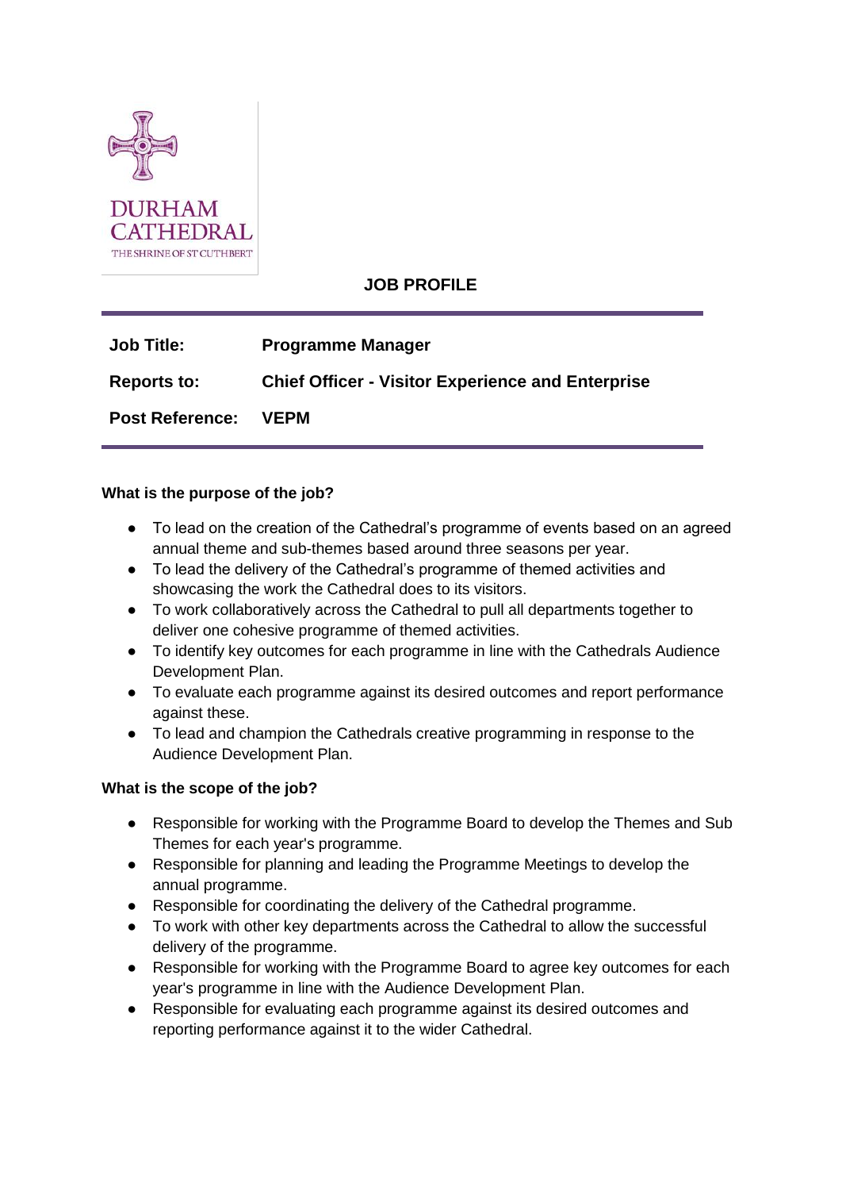DURHAM CATHEDRAL
THE SHRINE OF ST CUTHBERT

# JOB PROFILE

| | |
|---|---|
| **Job Title:** | **Programme Manager** |
| **Reports to:** | **Chief Officer - Visitor Experience and Enterprise** |
| **Post Reference:** | **VEPM** |

**What is the purpose of the job?**

- To lead on the creation of the Cathedral's programme of events based on an agreed annual theme and sub-themes based around three seasons per year.
- To lead the delivery of the Cathedral's programme of themed activities and showcasing the work the Cathedral does to its visitors.
- To work collaboratively across the Cathedral to pull all departments together to deliver one cohesive programme of themed activities.
- To identify key outcomes for each programme in line with the Cathedrals Audience Development Plan.
- To evaluate each programme against its desired outcomes and report performance against these.
- To lead and champion the Cathedrals creative programming in response to the Audience Development Plan.

**What is the scope of the job?**

- Responsible for working with the Programme Board to develop the Themes and Sub Themes for each year's programme.
- Responsible for planning and leading the Programme Meetings to develop the annual programme.
- Responsible for coordinating the delivery of the Cathedral programme.
- To work with other key departments across the Cathedral to allow the successful delivery of the programme.
- Responsible for working with the Programme Board to agree key outcomes for each year's programme in line with the Audience Development Plan.
- Responsible for evaluating each programme against its desired outcomes and reporting performance against it to the wider Cathedral.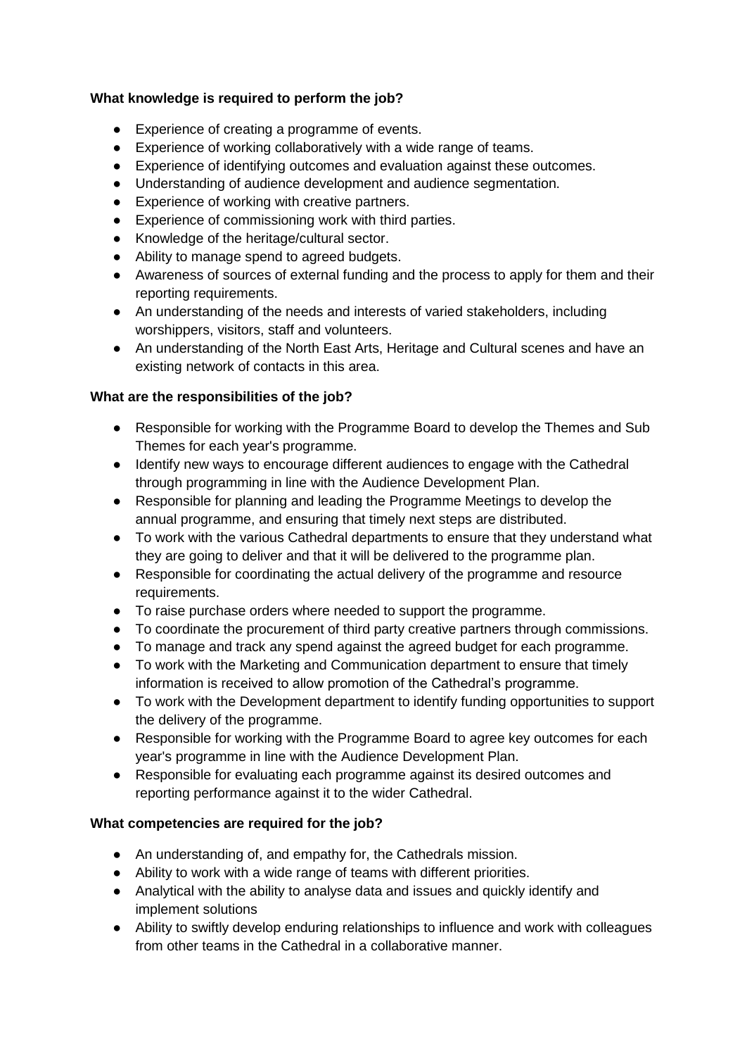**What knowledge is required to perform the job?**

- Experience of creating a programme of events.
- Experience of working collaboratively with a wide range of teams.
- Experience of identifying outcomes and evaluation against these outcomes.
- Understanding of audience development and audience segmentation.
- Experience of working with creative partners.
- Experience of commissioning work with third parties.
- Knowledge of the heritage/cultural sector.
- Ability to manage spend to agreed budgets.
- Awareness of sources of external funding and the process to apply for them and their reporting requirements.
- An understanding of the needs and interests of varied stakeholders, including worshippers, visitors, staff and volunteers.
- An understanding of the North East Arts, Heritage and Cultural scenes and have an existing network of contacts in this area.

**What are the responsibilities of the job?**

- Responsible for working with the Programme Board to develop the Themes and Sub Themes for each year's programme.
- Identify new ways to encourage different audiences to engage with the Cathedral through programming in line with the Audience Development Plan.
- Responsible for planning and leading the Programme Meetings to develop the annual programme, and ensuring that timely next steps are distributed.
- To work with the various Cathedral departments to ensure that they understand what they are going to deliver and that it will be delivered to the programme plan.
- Responsible for coordinating the actual delivery of the programme and resource requirements.
- To raise purchase orders where needed to support the programme.
- To coordinate the procurement of third party creative partners through commissions.
- To manage and track any spend against the agreed budget for each programme.
- To work with the Marketing and Communication department to ensure that timely information is received to allow promotion of the Cathedral's programme.
- To work with the Development department to identify funding opportunities to support the delivery of the programme.
- Responsible for working with the Programme Board to agree key outcomes for each year's programme in line with the Audience Development Plan.
- Responsible for evaluating each programme against its desired outcomes and reporting performance against it to the wider Cathedral.

**What competencies are required for the job?**

- An understanding of, and empathy for, the Cathedrals mission.
- Ability to work with a wide range of teams with different priorities.
- Analytical with the ability to analyse data and issues and quickly identify and implement solutions
- Ability to swiftly develop enduring relationships to influence and work with colleagues from other teams in the Cathedral in a collaborative manner.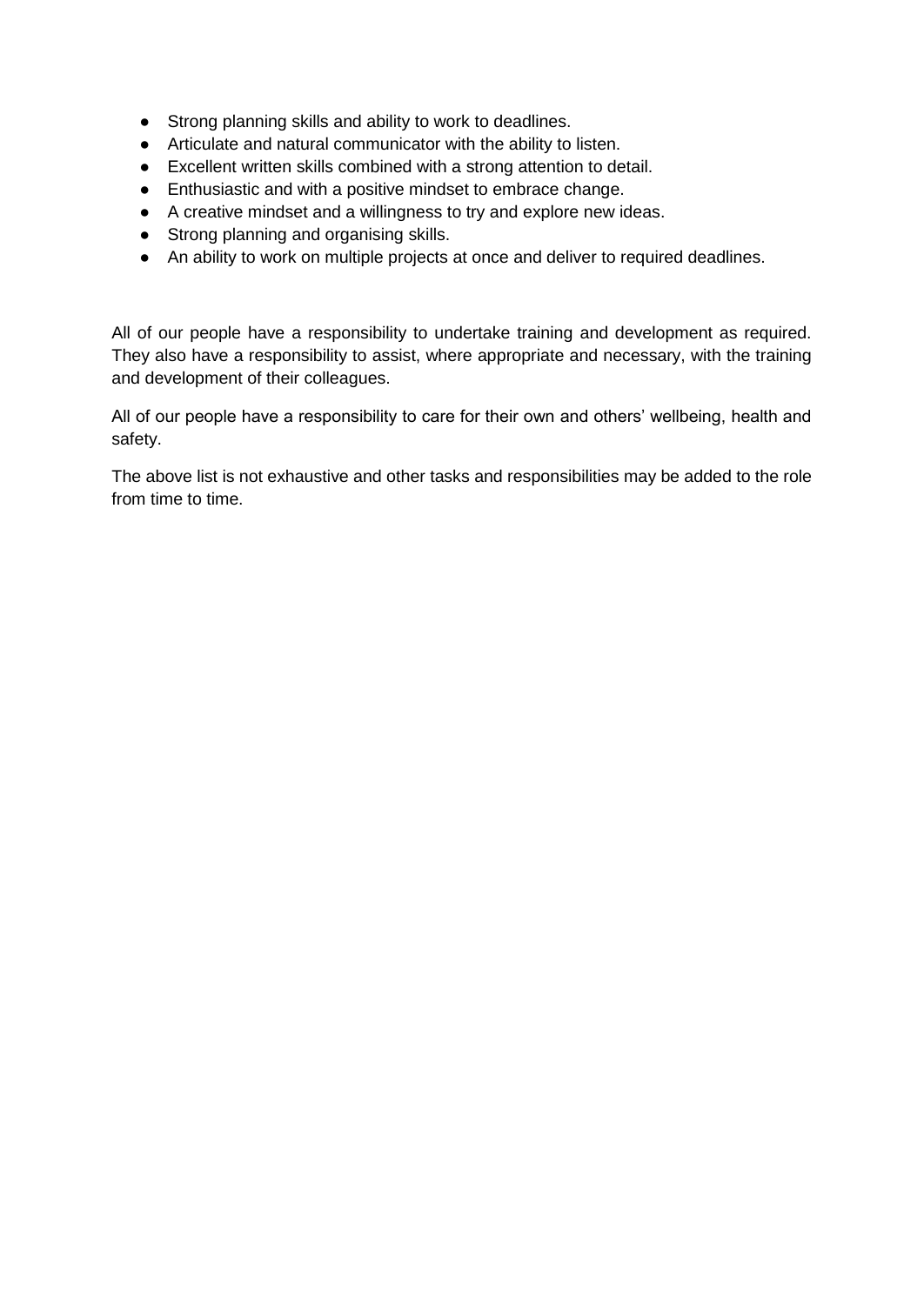- Strong planning skills and ability to work to deadlines.
- Articulate and natural communicator with the ability to listen.
- Excellent written skills combined with a strong attention to detail.
- Enthusiastic and with a positive mindset to embrace change.
- A creative mindset and a willingness to try and explore new ideas.
- Strong planning and organising skills.
- An ability to work on multiple projects at once and deliver to required deadlines.

All of our people have a responsibility to undertake training and development as required. They also have a responsibility to assist, where appropriate and necessary, with the training and development of their colleagues.

All of our people have a responsibility to care for their own and others' wellbeing, health and safety.

The above list is not exhaustive and other tasks and responsibilities may be added to the role from time to time.